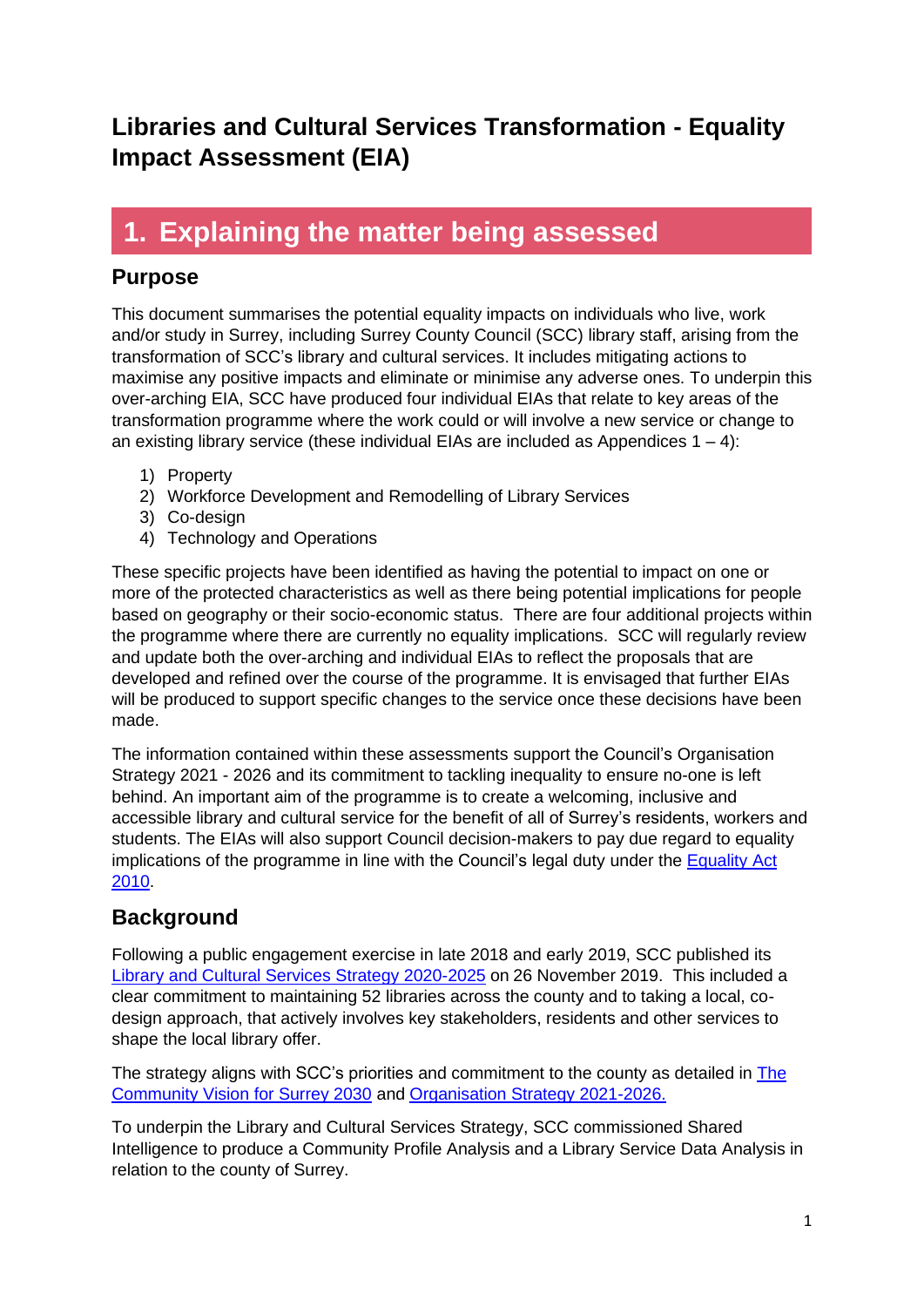# Libraries and Cultural Services Transformation - Equality Impact Assessment (EIA)

## 1. Explaining the matter being assessed

### Purpose

This document summarises the potential equality impacts on individuals who live, work and/or study in Surrey, including Surrey County Council (SCC) library staff, arising from the transformation of SCC's library and cultural services. It includes mitigating actions to maximise any positive impacts and eliminate or minimise any adverse ones. To underpin this over-arching EIA, SCC have produced four individual EIAs that relate to key areas of the transformation programme where the work could or will involve a new service or change to an existing library service (these individual EIAs are included as Appendices 1 – 4):

1) Property
2) Workforce Development and Remodelling of Library Services
3) Co-design
4) Technology and Operations

These specific projects have been identified as having the potential to impact on one or more of the protected characteristics as well as there being potential implications for people based on geography or their socio-economic status. There are four additional projects within the programme where there are currently no equality implications. SCC will regularly review and update both the over-arching and individual EIAs to reflect the proposals that are developed and refined over the course of the programme. It is envisaged that further EIAs will be produced to support specific changes to the service once these decisions have been made.

The information contained within these assessments support the Council's Organisation Strategy 2021 - 2026 and its commitment to tackling inequality to ensure no-one is left behind. An important aim of the programme is to create a welcoming, inclusive and accessible library and cultural service for the benefit of all of Surrey's residents, workers and students. The EIAs will also support Council decision-makers to pay due regard to equality implications of the programme in line with the Council's legal duty under the Equality Act 2010.

### Background

Following a public engagement exercise in late 2018 and early 2019, SCC published its Library and Cultural Services Strategy 2020-2025 on 26 November 2019. This included a clear commitment to maintaining 52 libraries across the county and to taking a local, co-design approach, that actively involves key stakeholders, residents and other services to shape the local library offer.

The strategy aligns with SCC's priorities and commitment to the county as detailed in The Community Vision for Surrey 2030 and Organisation Strategy 2021-2026.

To underpin the Library and Cultural Services Strategy, SCC commissioned Shared Intelligence to produce a Community Profile Analysis and a Library Service Data Analysis in relation to the county of Surrey.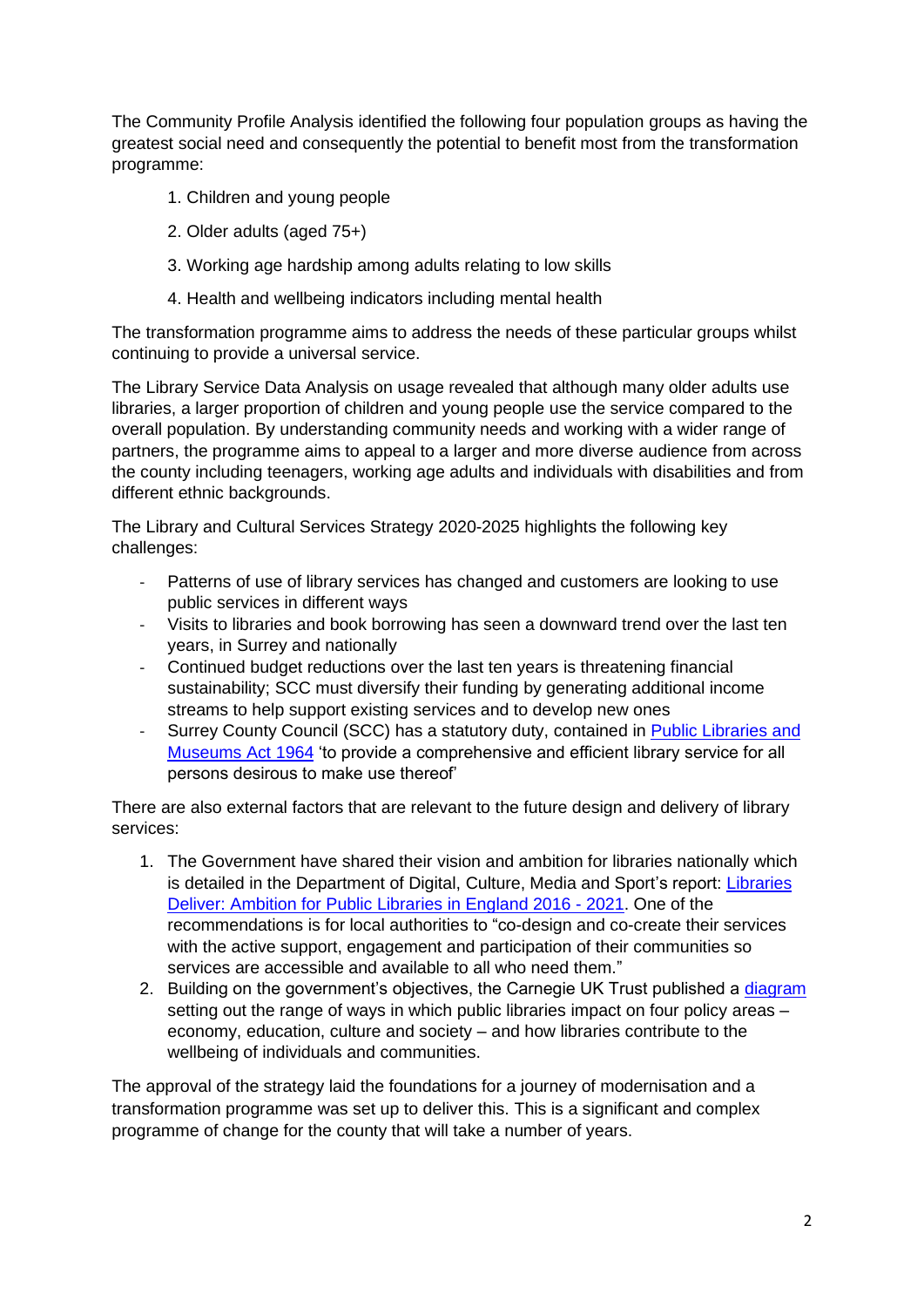The Community Profile Analysis identified the following four population groups as having the greatest social need and consequently the potential to benefit most from the transformation programme:

1. Children and young people
2. Older adults (aged 75+)
3. Working age hardship among adults relating to low skills
4. Health and wellbeing indicators including mental health

The transformation programme aims to address the needs of these particular groups whilst continuing to provide a universal service.

The Library Service Data Analysis on usage revealed that although many older adults use libraries, a larger proportion of children and young people use the service compared to the overall population. By understanding community needs and working with a wider range of partners, the programme aims to appeal to a larger and more diverse audience from across the county including teenagers, working age adults and individuals with disabilities and from different ethnic backgrounds.

The Library and Cultural Services Strategy 2020-2025 highlights the following key challenges:

- Patterns of use of library services has changed and customers are looking to use public services in different ways
- Visits to libraries and book borrowing has seen a downward trend over the last ten years, in Surrey and nationally
- Continued budget reductions over the last ten years is threatening financial sustainability; SCC must diversify their funding by generating additional income streams to help support existing services and to develop new ones
- Surrey County Council (SCC) has a statutory duty, contained in Public Libraries and Museums Act 1964 'to provide a comprehensive and efficient library service for all persons desirous to make use thereof'

There are also external factors that are relevant to the future design and delivery of library services:

1. The Government have shared their vision and ambition for libraries nationally which is detailed in the Department of Digital, Culture, Media and Sport's report: Libraries Deliver: Ambition for Public Libraries in England 2016 - 2021. One of the recommendations is for local authorities to "co-design and co-create their services with the active support, engagement and participation of their communities so services are accessible and available to all who need them."
2. Building on the government's objectives, the Carnegie UK Trust published a diagram setting out the range of ways in which public libraries impact on four policy areas – economy, education, culture and society – and how libraries contribute to the wellbeing of individuals and communities.

The approval of the strategy laid the foundations for a journey of modernisation and a transformation programme was set up to deliver this. This is a significant and complex programme of change for the county that will take a number of years.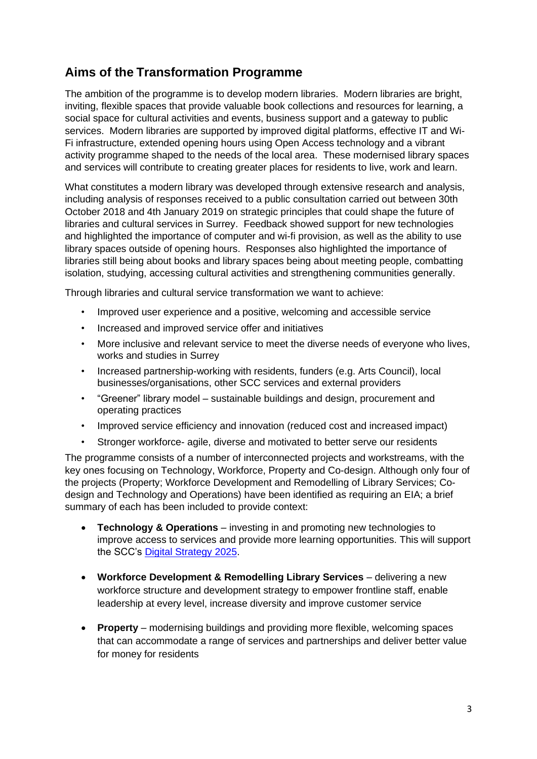## Aims of the Transformation Programme

The ambition of the programme is to develop modern libraries. Modern libraries are bright, inviting, flexible spaces that provide valuable book collections and resources for learning, a social space for cultural activities and events, business support and a gateway to public services. Modern libraries are supported by improved digital platforms, effective IT and Wi-Fi infrastructure, extended opening hours using Open Access technology and a vibrant activity programme shaped to the needs of the local area. These modernised library spaces and services will contribute to creating greater places for residents to live, work and learn.

What constitutes a modern library was developed through extensive research and analysis, including analysis of responses received to a public consultation carried out between 30th October 2018 and 4th January 2019 on strategic principles that could shape the future of libraries and cultural services in Surrey. Feedback showed support for new technologies and highlighted the importance of computer and wi-fi provision, as well as the ability to use library spaces outside of opening hours. Responses also highlighted the importance of libraries still being about books and library spaces being about meeting people, combatting isolation, studying, accessing cultural activities and strengthening communities generally.

Through libraries and cultural service transformation we want to achieve:

- Improved user experience and a positive, welcoming and accessible service
- Increased and improved service offer and initiatives
- More inclusive and relevant service to meet the diverse needs of everyone who lives, works and studies in Surrey
- Increased partnership-working with residents, funders (e.g. Arts Council), local businesses/organisations, other SCC services and external providers
- "Greener" library model – sustainable buildings and design, procurement and operating practices
- Improved service efficiency and innovation (reduced cost and increased impact)
- Stronger workforce- agile, diverse and motivated to better serve our residents

The programme consists of a number of interconnected projects and workstreams, with the key ones focusing on Technology, Workforce, Property and Co-design. Although only four of the projects (Property; Workforce Development and Remodelling of Library Services; Co-design and Technology and Operations) have been identified as requiring an EIA; a brief summary of each has been included to provide context:

- **Technology & Operations** – investing in and promoting new technologies to improve access to services and provide more learning opportunities. This will support the SCC's Digital Strategy 2025.
- **Workforce Development & Remodelling Library Services** – delivering a new workforce structure and development strategy to empower frontline staff, enable leadership at every level, increase diversity and improve customer service
- **Property** – modernising buildings and providing more flexible, welcoming spaces that can accommodate a range of services and partnerships and deliver better value for money for residents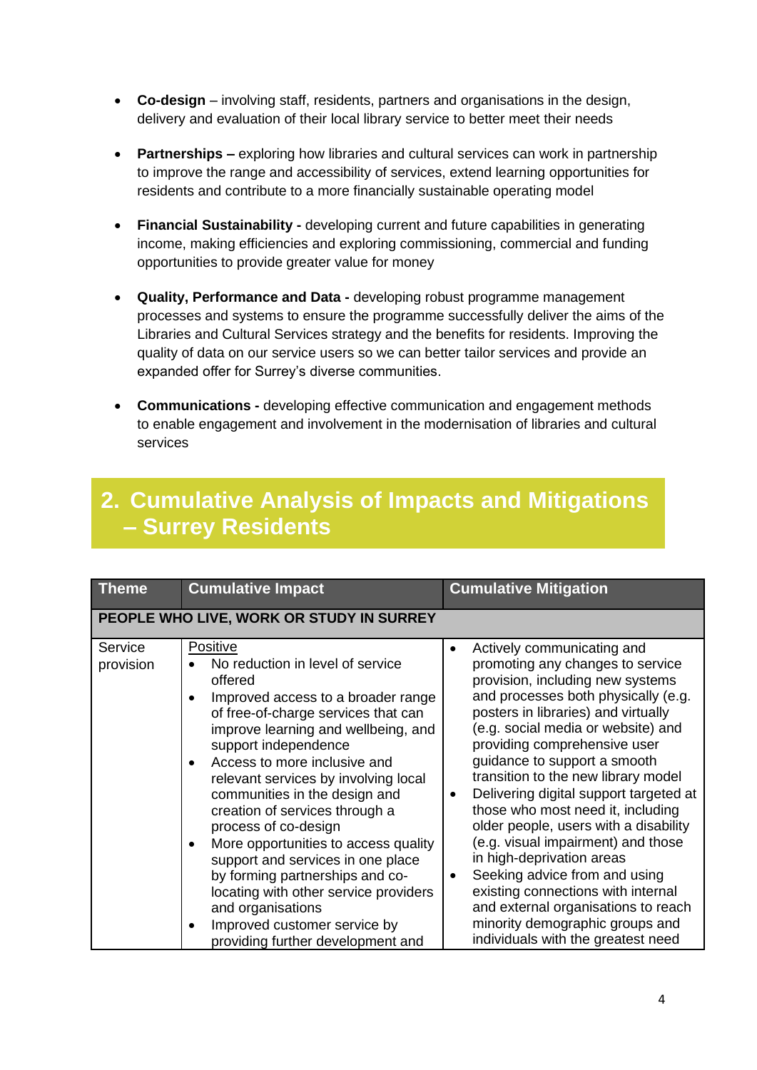- **Co-design** – involving staff, residents, partners and organisations in the design, delivery and evaluation of their local library service to better meet their needs

- **Partnerships –** exploring how libraries and cultural services can work in partnership to improve the range and accessibility of services, extend learning opportunities for residents and contribute to a more financially sustainable operating model

- **Financial Sustainability -** developing current and future capabilities in generating income, making efficiencies and exploring commissioning, commercial and funding opportunities to provide greater value for money

- **Quality, Performance and Data -** developing robust programme management processes and systems to ensure the programme successfully deliver the aims of the Libraries and Cultural Services strategy and the benefits for residents. Improving the quality of data on our service users so we can better tailor services and provide an expanded offer for Surrey's diverse communities.

- **Communications -** developing effective communication and engagement methods to enable engagement and involvement in the modernisation of libraries and cultural services

## 2. Cumulative Analysis of Impacts and Mitigations – Surrey Residents

| Theme | Cumulative Impact | Cumulative Mitigation |
|---|---|---|
| **PEOPLE WHO LIVE, WORK OR STUDY IN SURREY** | | |
| Service provision | <u>Positive</u><br>• No reduction in level of service offered<br>• Improved access to a broader range of free-of-charge services that can improve learning and wellbeing, and support independence<br>• Access to more inclusive and relevant services by involving local communities in the design and creation of services through a process of co-design<br>• More opportunities to access quality support and services in one place by forming partnerships and co-locating with other service providers and organisations<br>• Improved customer service by providing further development and | • Actively communicating and promoting any changes to service provision, including new systems and processes both physically (e.g. posters in libraries) and virtually (e.g. social media or website) and providing comprehensive user guidance to support a smooth transition to the new library model<br>• Delivering digital support targeted at those who most need it, including older people, users with a disability (e.g. visual impairment) and those in high-deprivation areas<br>• Seeking advice from and using existing connections with internal and external organisations to reach minority demographic groups and individuals with the greatest need |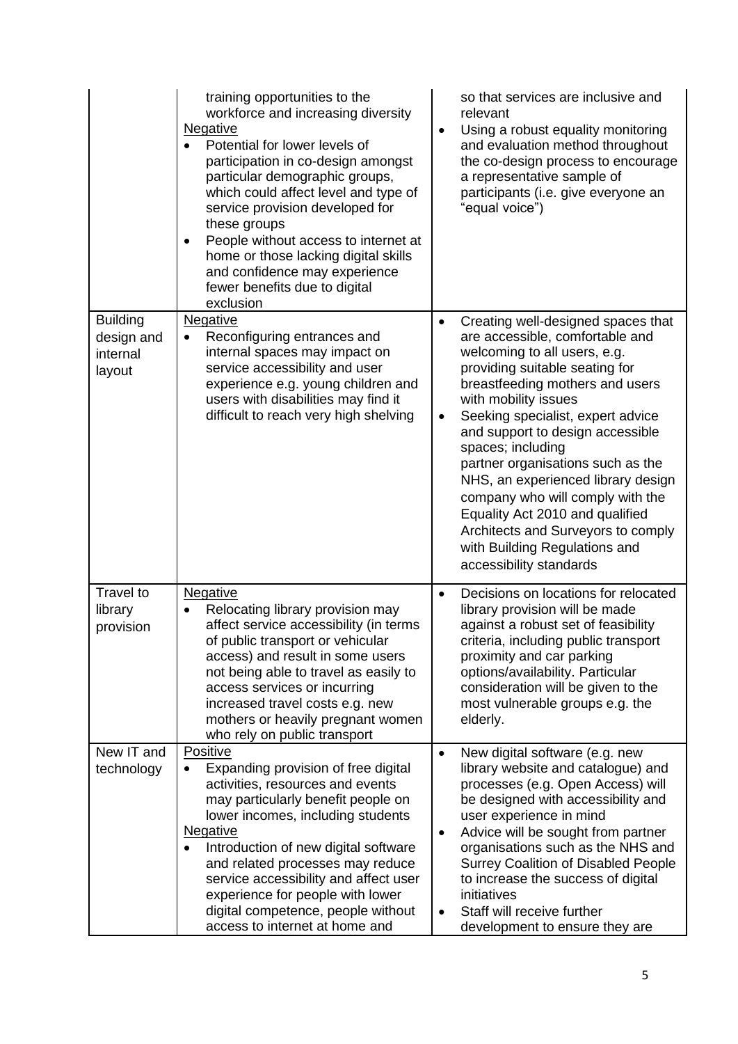| | | |
|---|---|---|
| | training opportunities to the workforce and increasing diversity<br>Negative<br>• Potential for lower levels of participation in co-design amongst particular demographic groups, which could affect level and type of service provision developed for these groups<br>• People without access to internet at home or those lacking digital skills and confidence may experience fewer benefits due to digital exclusion | so that services are inclusive and relevant<br>• Using a robust equality monitoring and evaluation method throughout the co-design process to encourage a representative sample of participants (i.e. give everyone an "equal voice") |
| Building design and internal layout | Negative<br>• Reconfiguring entrances and internal spaces may impact on service accessibility and user experience e.g. young children and users with disabilities may find it difficult to reach very high shelving | • Creating well-designed spaces that are accessible, comfortable and welcoming to all users, e.g. providing suitable seating for breastfeeding mothers and users with mobility issues<br>• Seeking specialist, expert advice and support to design accessible spaces; including partner organisations such as the NHS, an experienced library design company who will comply with the Equality Act 2010 and qualified Architects and Surveyors to comply with Building Regulations and accessibility standards |
| Travel to library provision | Negative<br>• Relocating library provision may affect service accessibility (in terms of public transport or vehicular access) and result in some users not being able to travel as easily to access services or incurring increased travel costs e.g. new mothers or heavily pregnant women who rely on public transport | • Decisions on locations for relocated library provision will be made against a robust set of feasibility criteria, including public transport proximity and car parking options/availability. Particular consideration will be given to the most vulnerable groups e.g. the elderly. |
| New IT and technology | Positive<br>• Expanding provision of free digital activities, resources and events may particularly benefit people on lower incomes, including students<br>Negative<br>• Introduction of new digital software and related processes may reduce service accessibility and affect user experience for people with lower digital competence, people without access to internet at home and | • New digital software (e.g. new library website and catalogue) and processes (e.g. Open Access) will be designed with accessibility and user experience in mind<br>• Advice will be sought from partner organisations such as the NHS and Surrey Coalition of Disabled People to increase the success of digital initiatives<br>• Staff will receive further development to ensure they are |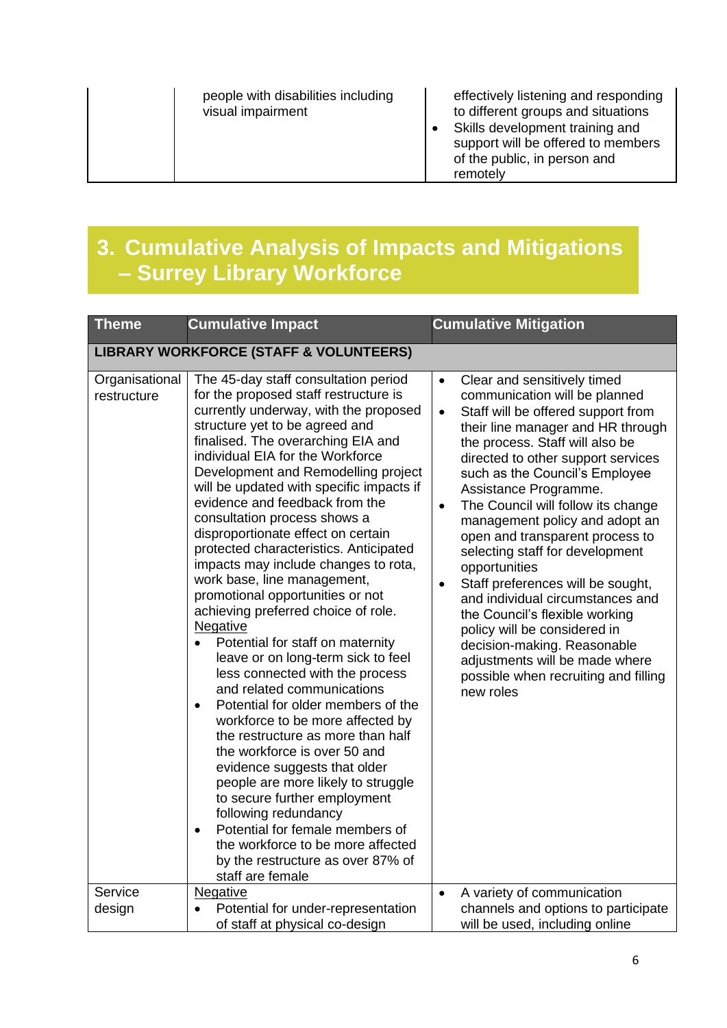| | people with disabilities including visual impairment | effectively listening and responding to different groups and situations<br>• Skills development training and support will be offered to members of the public, in person and remotely |
|---|---|---|

## 3. Cumulative Analysis of Impacts and Mitigations – Surrey Library Workforce

| Theme | Cumulative Impact | Cumulative Mitigation |
|---|---|---|
| **LIBRARY WORKFORCE (STAFF & VOLUNTEERS)** | | |
| Organisational restructure | The 45-day staff consultation period for the proposed staff restructure is currently underway, with the proposed structure yet to be agreed and finalised. The overarching EIA and individual EIA for the Workforce Development and Remodelling project will be updated with specific impacts if evidence and feedback from the consultation process shows a disproportionate effect on certain protected characteristics. Anticipated impacts may include changes to rota, work base, line management, promotional opportunities or not achieving preferred choice of role.<br>Negative<br>• Potential for staff on maternity leave or on long-term sick to feel less connected with the process and related communications<br>• Potential for older members of the workforce to be more affected by the restructure as more than half the workforce is over 50 and evidence suggests that older people are more likely to struggle to secure further employment following redundancy<br>• Potential for female members of the workforce to be more affected by the restructure as over 87% of staff are female | • Clear and sensitively timed communication will be planned<br>• Staff will be offered support from their line manager and HR through the process. Staff will also be directed to other support services such as the Council's Employee Assistance Programme.<br>• The Council will follow its change management policy and adopt an open and transparent process to selecting staff for development opportunities<br>• Staff preferences will be sought, and individual circumstances and the Council's flexible working policy will be considered in decision-making. Reasonable adjustments will be made where possible when recruiting and filling new roles |
| Service design | Negative<br>• Potential for under-representation of staff at physical co-design | • A variety of communication channels and options to participate will be used, including online |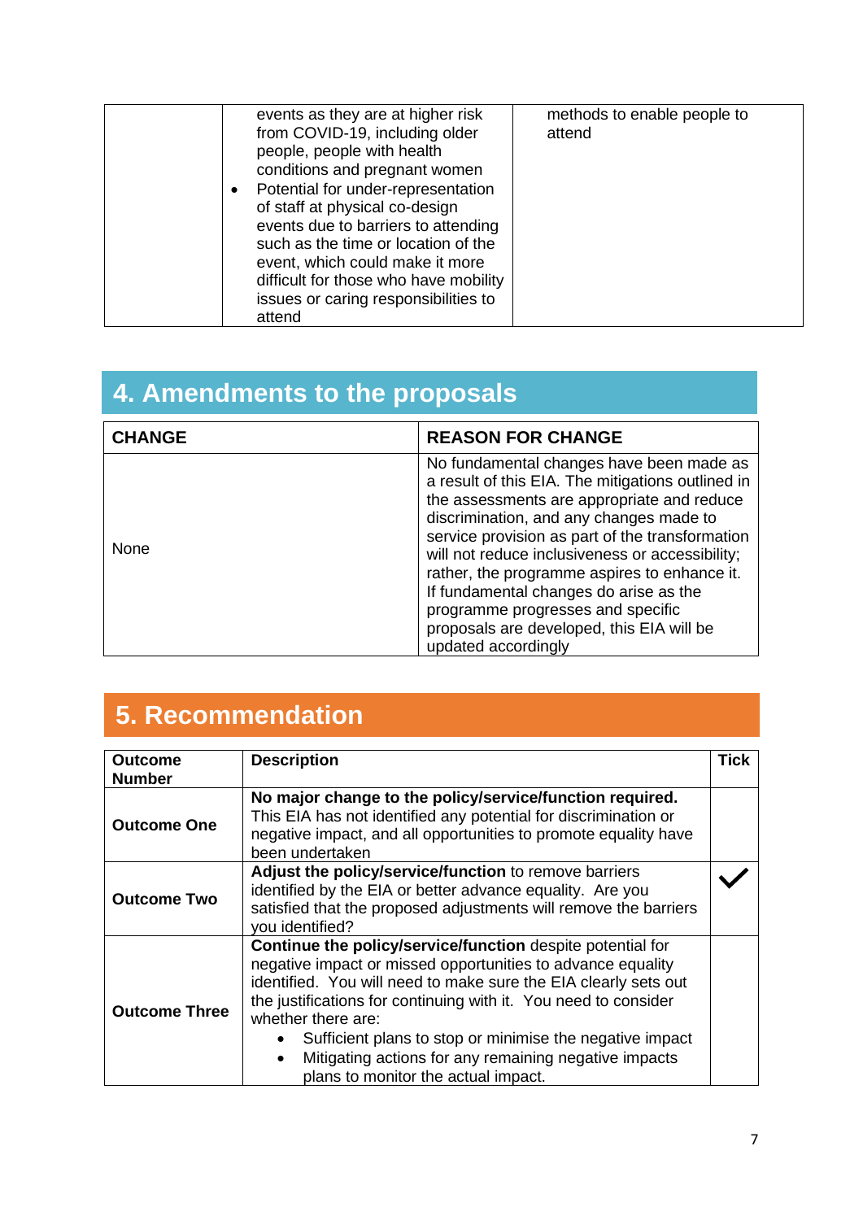| | | |
|---|---|---|
| | events as they are at higher risk from COVID-19, including older people, people with health conditions and pregnant women<br>• Potential for under-representation of staff at physical co-design events due to barriers to attending such as the time or location of the event, which could make it more difficult for those who have mobility issues or caring responsibilities to attend | methods to enable people to attend |

## 4. Amendments to the proposals

| CHANGE | REASON FOR CHANGE |
|---|---|
| None | No fundamental changes have been made as a result of this EIA. The mitigations outlined in the assessments are appropriate and reduce discrimination, and any changes made to service provision as part of the transformation will not reduce inclusiveness or accessibility; rather, the programme aspires to enhance it. If fundamental changes do arise as the programme progresses and specific proposals are developed, this EIA will be updated accordingly |

## 5. Recommendation

| Outcome Number | Description | Tick |
|---|---|---|
| **Outcome One** | **No major change to the policy/service/function required.** This EIA has not identified any potential for discrimination or negative impact, and all opportunities to promote equality have been undertaken | |
| **Outcome Two** | **Adjust the policy/service/function** to remove barriers identified by the EIA or better advance equality. Are you satisfied that the proposed adjustments will remove the barriers you identified? | ✓ |
| **Outcome Three** | **Continue the policy/service/function** despite potential for negative impact or missed opportunities to advance equality identified. You will need to make sure the EIA clearly sets out the justifications for continuing with it. You need to consider whether there are:<br>• Sufficient plans to stop or minimise the negative impact<br>• Mitigating actions for any remaining negative impacts plans to monitor the actual impact. | |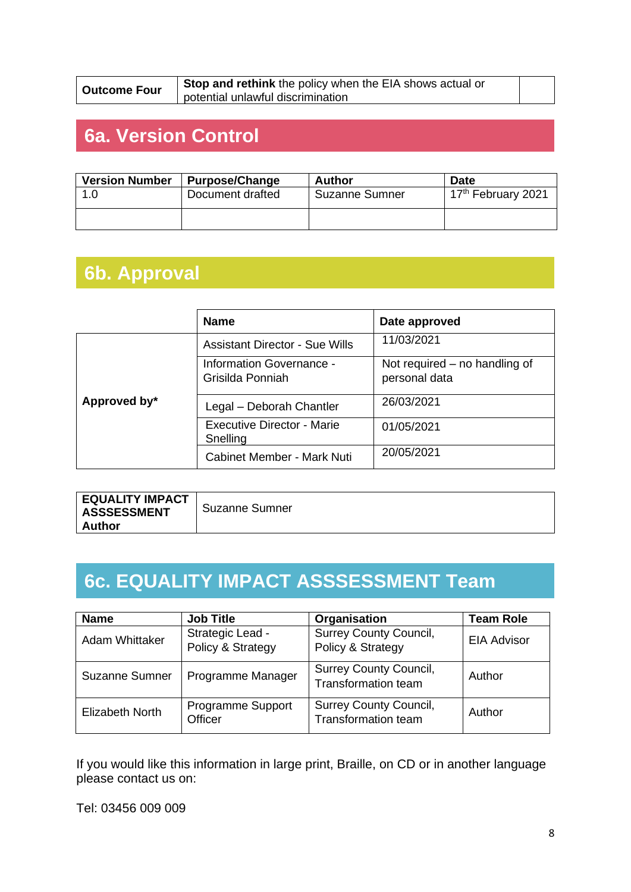| Outcome Four | **Stop and rethink** the policy when the EIA shows actual or potential unlawful discrimination | |
|---|---|---|

## 6a. Version Control

| Version Number | Purpose/Change | Author | Date |
|---|---|---|---|
| 1.0 | Document drafted | Suzanne Sumner | 17th February 2021 |
| | | | |

## 6b. Approval

| | Name | Date approved |
|---|---|---|
| Approved by* | Assistant Director - Sue Wills | 11/03/2021 |
| | Information Governance - Grisilda Ponniah | Not required – no handling of personal data |
| | Legal – Deborah Chantler | 26/03/2021 |
| | Executive Director - Marie Snelling | 01/05/2021 |
| | Cabinet Member - Mark Nuti | 20/05/2021 |

| EQUALITY IMPACT ASSSESSMENT Author | Suzanne Sumner |
|---|---|

## 6c. EQUALITY IMPACT ASSSESSMENT Team

| Name | Job Title | Organisation | Team Role |
|---|---|---|---|
| Adam Whittaker | Strategic Lead - Policy & Strategy | Surrey County Council, Policy & Strategy | EIA Advisor |
| Suzanne Sumner | Programme Manager | Surrey County Council, Transformation team | Author |
| Elizabeth North | Programme Support Officer | Surrey County Council, Transformation team | Author |

If you would like this information in large print, Braille, on CD or in another language please contact us on:

Tel: 03456 009 009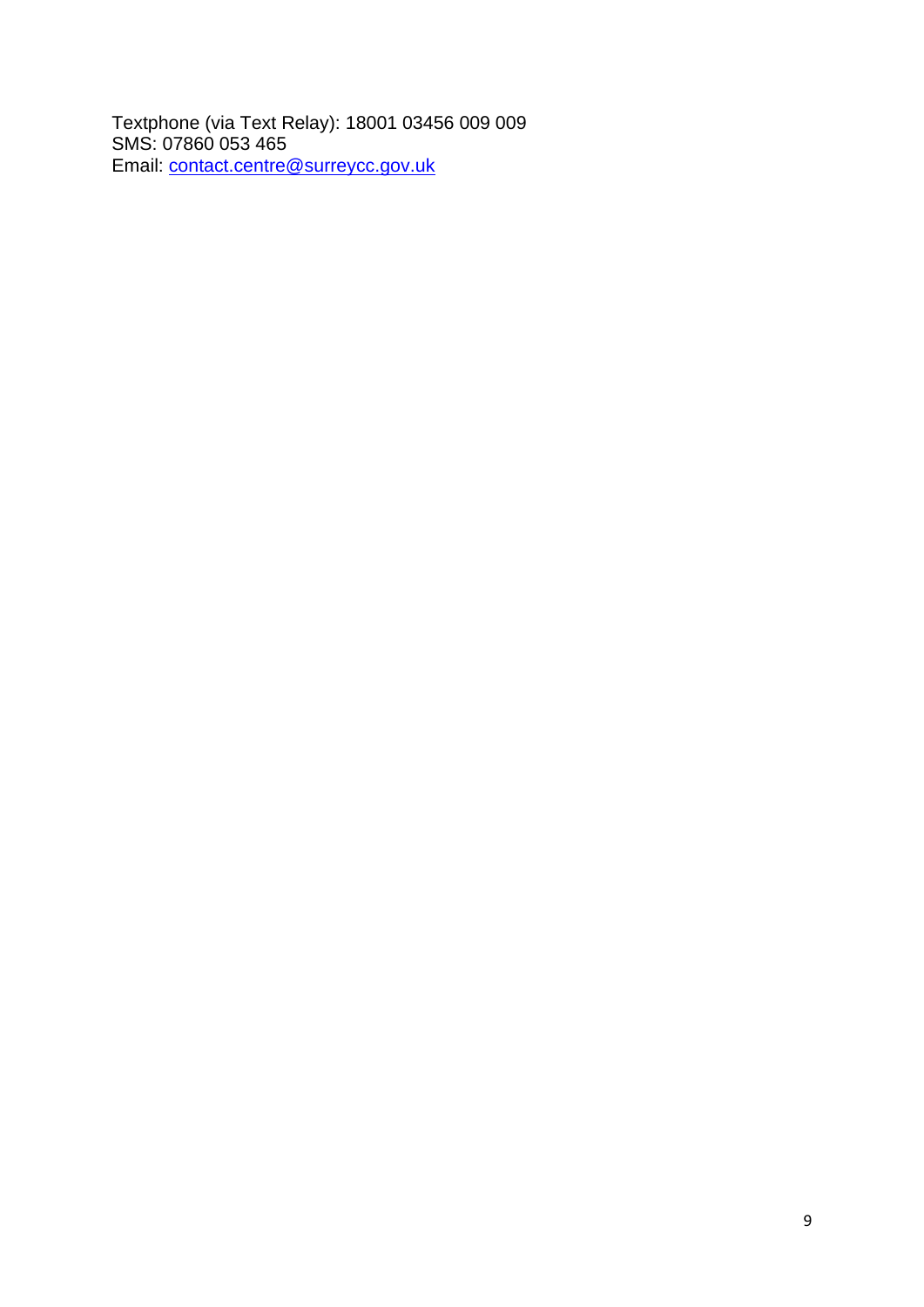Textphone (via Text Relay): 18001 03456 009 009
SMS: 07860 053 465
Email: [contact.centre@surreycc.gov.uk](mailto:contact.centre@surreycc.gov.uk)